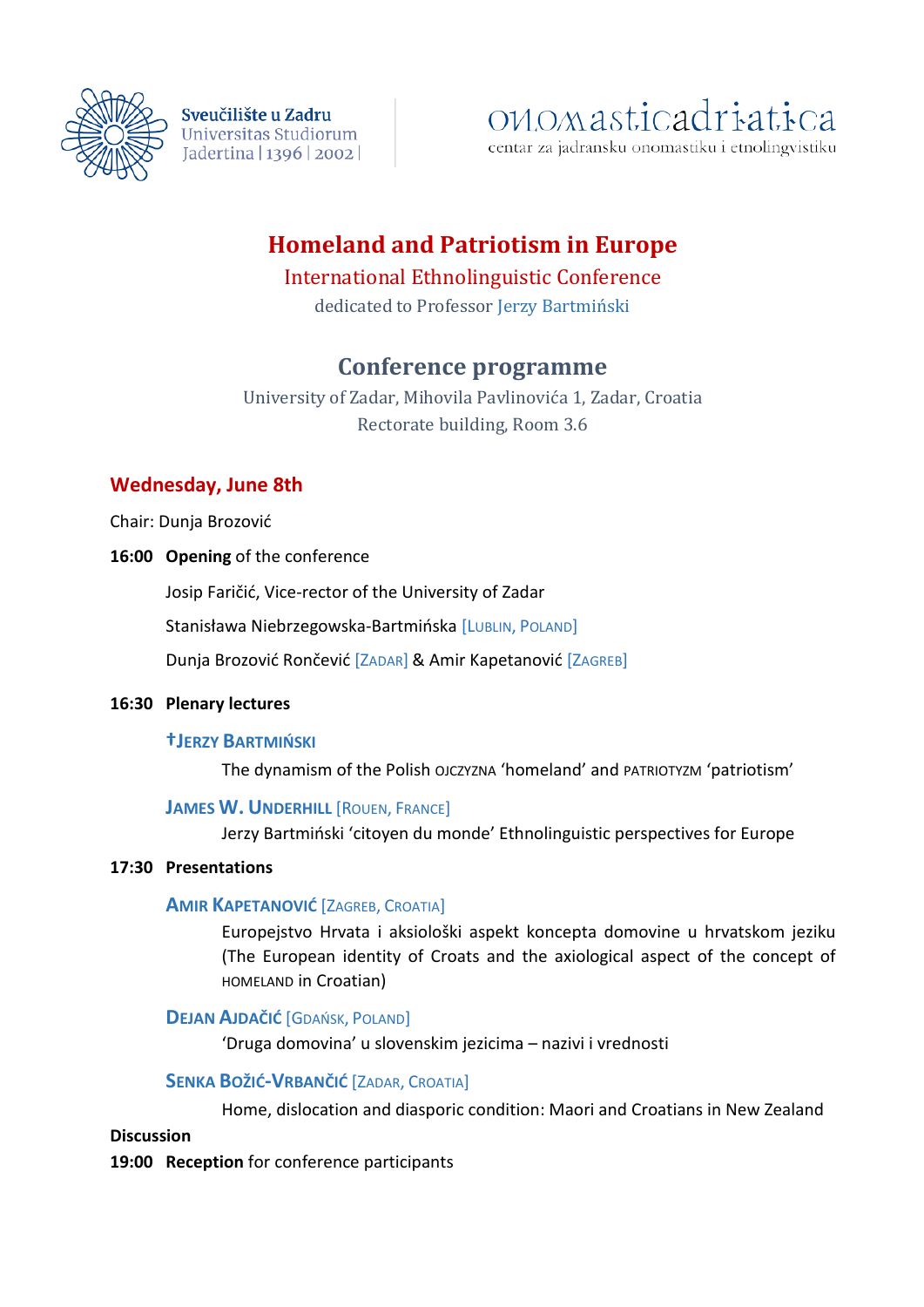Sveučilište u Zadru
Universitas Studiorum
Jadertina | 1396 | 2002 |

onomasticadriatica
centar za jadransku onomastiku i etnolingvistiku

# Homeland and Patriotism in Europe

International Ethnolinguistic Conference

dedicated to Professor Jerzy Bartmiński

## Conference programme

University of Zadar, Mihovila Pavlinovića 1, Zadar, Croatia
Rectorate building, Room 3.6

### Wednesday, June 8th

Chair: Dunja Brozović

**16:00 Opening** of the conference

Josip Faričić, Vice-rector of the University of Zadar

Stanisława Niebrzegowska-Bartmińska [Lublin, Poland]

Dunja Brozović Rončević [Zadar] & Amir Kapetanović [Zagreb]

**16:30 Plenary lectures**

**†Jerzy Bartmiński**

The dynamism of the Polish OJCZYZNA 'homeland' and PATRIOTYZM 'patriotism'

**James W. Underhill** [Rouen, France]

Jerzy Bartmiński 'citoyen du monde' Ethnolinguistic perspectives for Europe

**17:30 Presentations**

**Amir Kapetanović** [Zagreb, Croatia]

Europejstvo Hrvata i aksiološki aspekt koncepta domovine u hrvatskom jeziku (The European identity of Croats and the axiological aspect of the concept of HOMELAND in Croatian)

**Dejan Ajdačić** [Gdańsk, Poland]

'Druga domovina' u slovenskim jezicima – nazivi i vrednosti

**Senka Božić-Vrbančić** [Zadar, Croatia]

Home, dislocation and diasporic condition: Maori and Croatians in New Zealand

**Discussion**

**19:00 Reception** for conference participants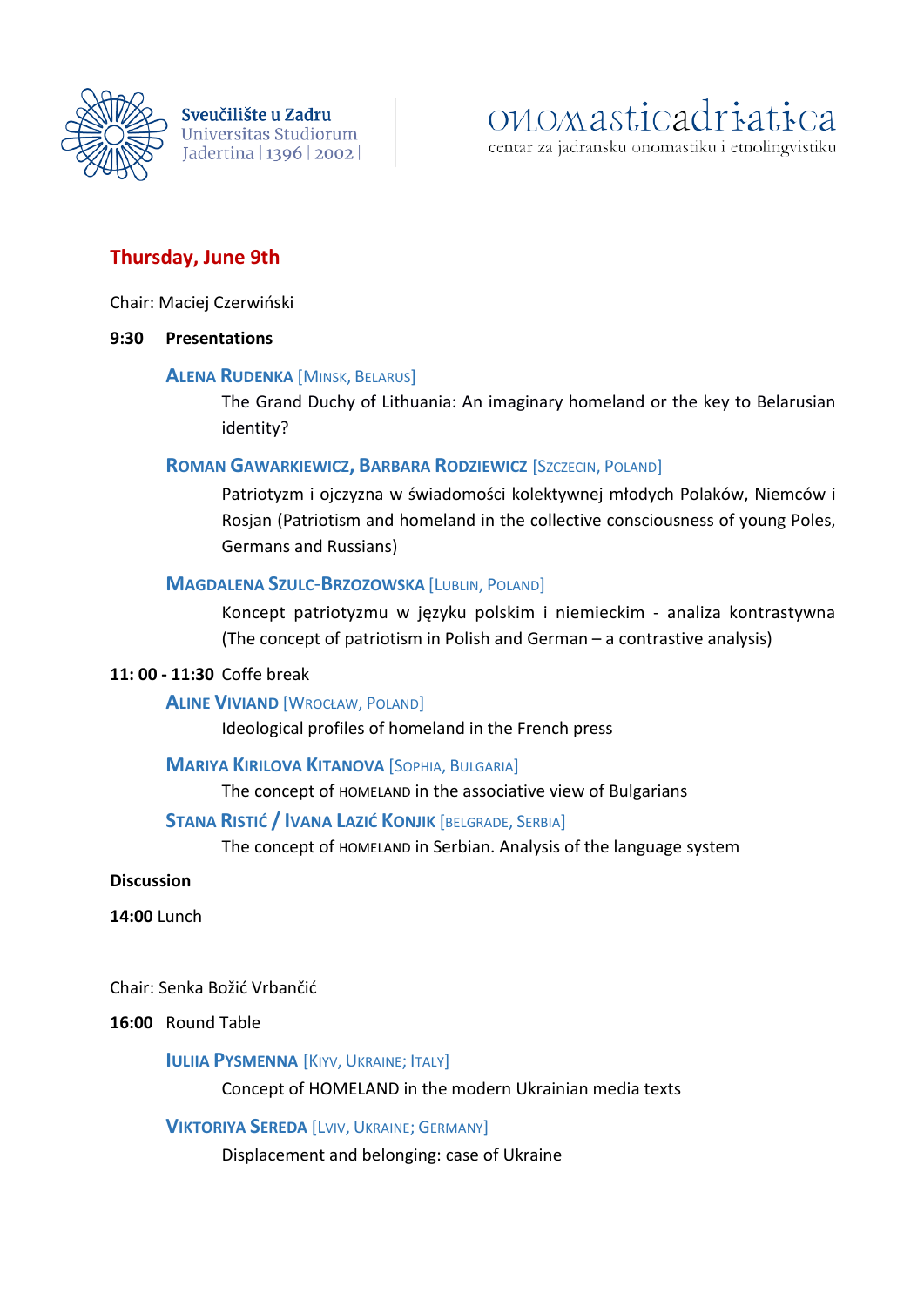## Thursday, June 9th

Chair: Maciej Czerwiński

**9:30 Presentations**

**ALENA RUDENKA** [MINSK, BELARUS]

The Grand Duchy of Lithuania: An imaginary homeland or the key to Belarusian identity?

**ROMAN GAWARKIEWICZ, BARBARA RODZIEWICZ** [SZCZECIN, POLAND]

Patriotyzm i ojczyzna w świadomości kolektywnej młodych Polaków, Niemców i Rosjan (Patriotism and homeland in the collective consciousness of young Poles, Germans and Russians)

**MAGDALENA SZULC-BRZOZOWSKA** [LUBLIN, POLAND]

Koncept patriotyzmu w języku polskim i niemieckim - analiza kontrastywna (The concept of patriotism in Polish and German – a contrastive analysis)

**11: 00 - 11:30** Coffe break

**ALINE VIVIAND** [WROCŁAW, POLAND]

Ideological profiles of homeland in the French press

**MARIYA KIRILOVA KITANOVA** [SOPHIA, BULGARIA]

The concept of HOMELAND in the associative view of Bulgarians

**STANA RISTIĆ / IVANA LAZIĆ KONJIK** [BELGRADE, SERBIA]

The concept of HOMELAND in Serbian. Analysis of the language system

**Discussion**

**14:00** Lunch

Chair: Senka Božić Vrbančić

**16:00** Round Table

**IULIIA PYSMENNA** [KIYV, UKRAINE; ITALY]

Concept of HOMELAND in the modern Ukrainian media texts

**VIKTORIYA SEREDA** [LVIV, UKRAINE; GERMANY]

Displacement and belonging: case of Ukraine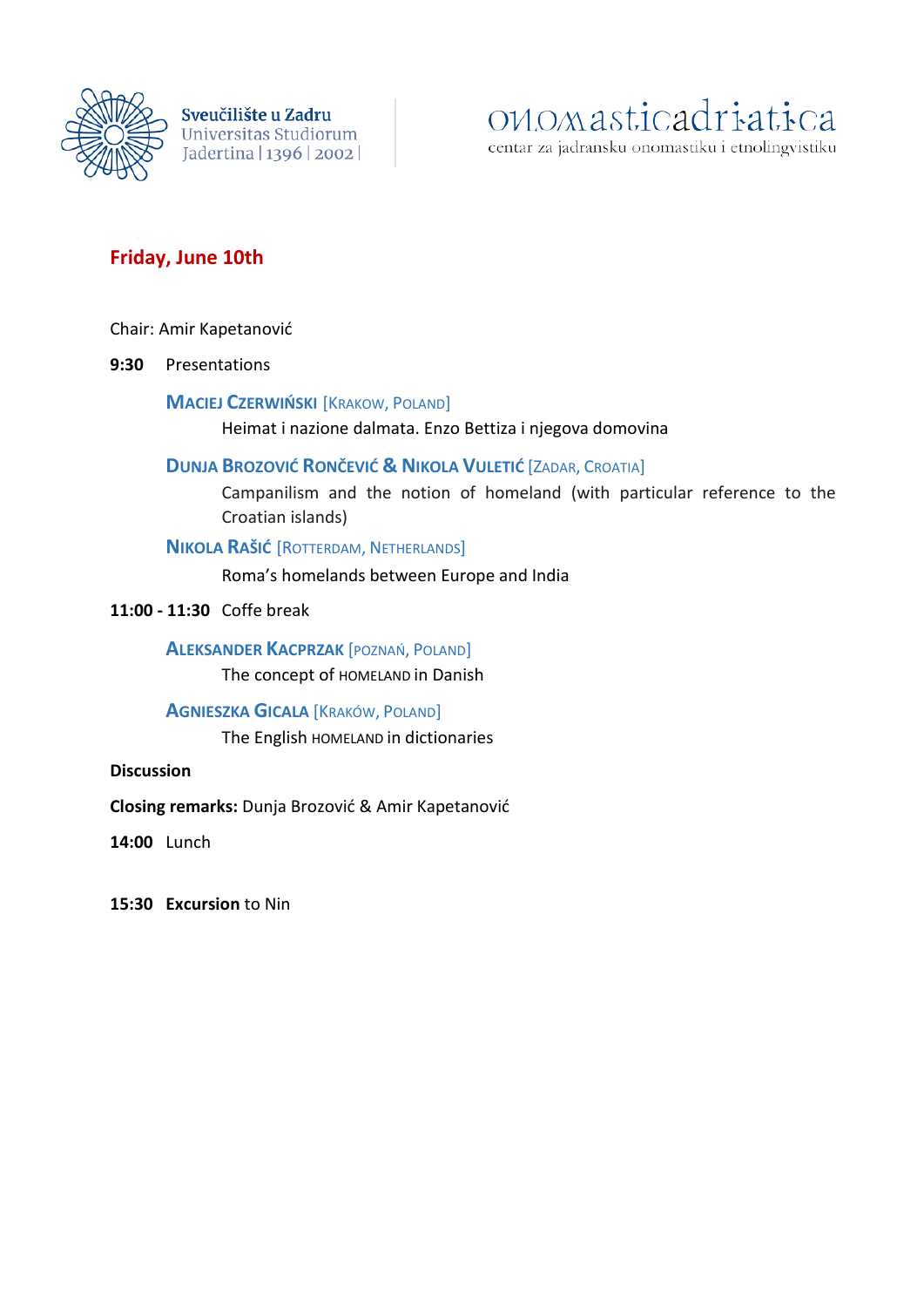## Friday, June 10th

Chair: Amir Kapetanović

**9:30** Presentations

**Maciej Czerwiński** [Krakow, Poland]

Heimat i nazione dalmata. Enzo Bettiza i njegova domovina

**Dunja Brozović Rončević & Nikola Vuletić** [Zadar, Croatia]

Campanilism and the notion of homeland (with particular reference to the Croatian islands)

**Nikola Rašić** [Rotterdam, Netherlands]

Roma's homelands between Europe and India

**11:00 - 11:30** Coffe break

**Aleksander Kacprzak** [Poznań, Poland]

The concept of HOMELAND in Danish

**Agnieszka Gicala** [Kraków, Poland]

The English HOMELAND in dictionaries

**Discussion**

**Closing remarks:** Dunja Brozović & Amir Kapetanović

**14:00** Lunch

**15:30** **Excursion** to Nin